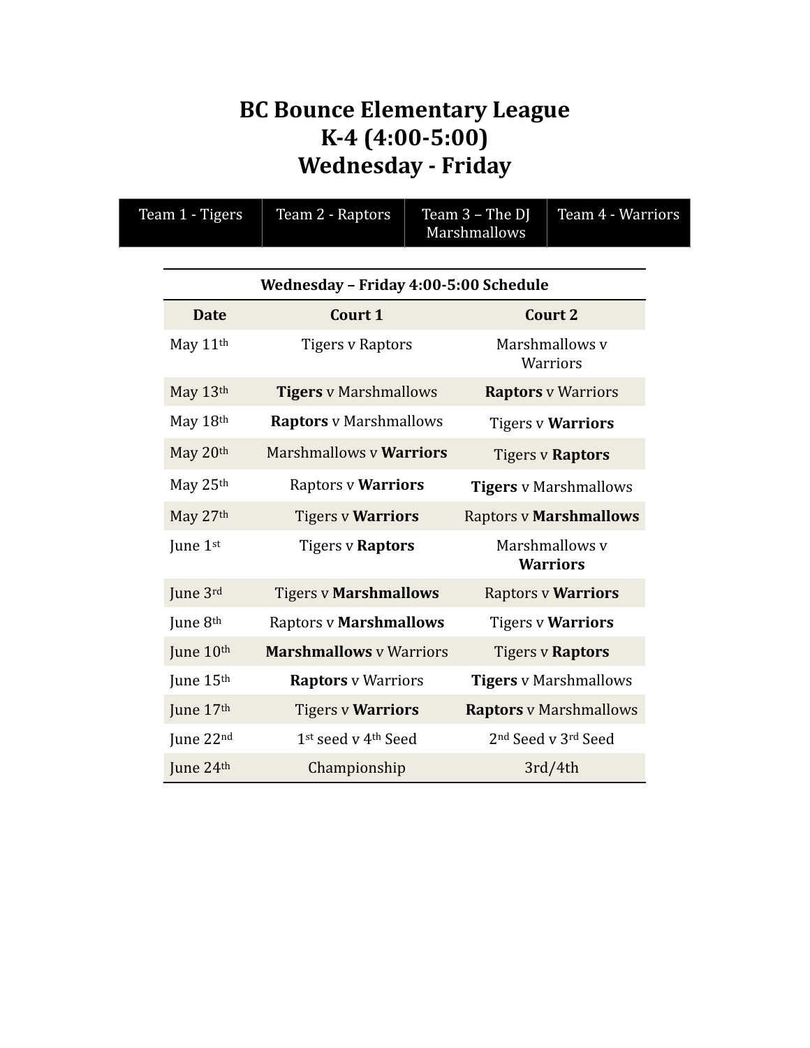# BC Bounce Elementary League
# K-4 (4:00-5:00)
# Wednesday - Friday

| Team 1 - Tigers | Team 2 - Raptors | Team 3 – The DJ Marshmallows | Team 4 - Warriors |
| --- | --- | --- | --- |

| Wednesday – Friday 4:00-5:00 Schedule | | |
| --- | --- | --- |
| **Date** | **Court 1** | **Court 2** |
| May 11th | Tigers v Raptors | Marshmallows v Warriors |
| May 13th | **Tigers** v Marshmallows | **Raptors** v Warriors |
| May 18th | **Raptors** v Marshmallows | Tigers v **Warriors** |
| May 20th | Marshmallows v **Warriors** | Tigers v **Raptors** |
| May 25th | Raptors v **Warriors** | **Tigers** v Marshmallows |
| May 27th | Tigers v **Warriors** | Raptors v **Marshmallows** |
| June 1st | Tigers v **Raptors** | Marshmallows v **Warriors** |
| June 3rd | Tigers v **Marshmallows** | Raptors v **Warriors** |
| June 8th | Raptors v **Marshmallows** | Tigers v **Warriors** |
| June 10th | **Marshmallows** v Warriors | Tigers v **Raptors** |
| June 15th | **Raptors** v Warriors | **Tigers** v Marshmallows |
| June 17th | Tigers v **Warriors** | **Raptors** v Marshmallows |
| June 22nd | 1st seed v 4th Seed | 2nd Seed v 3rd Seed |
| June 24th | Championship | 3rd/4th |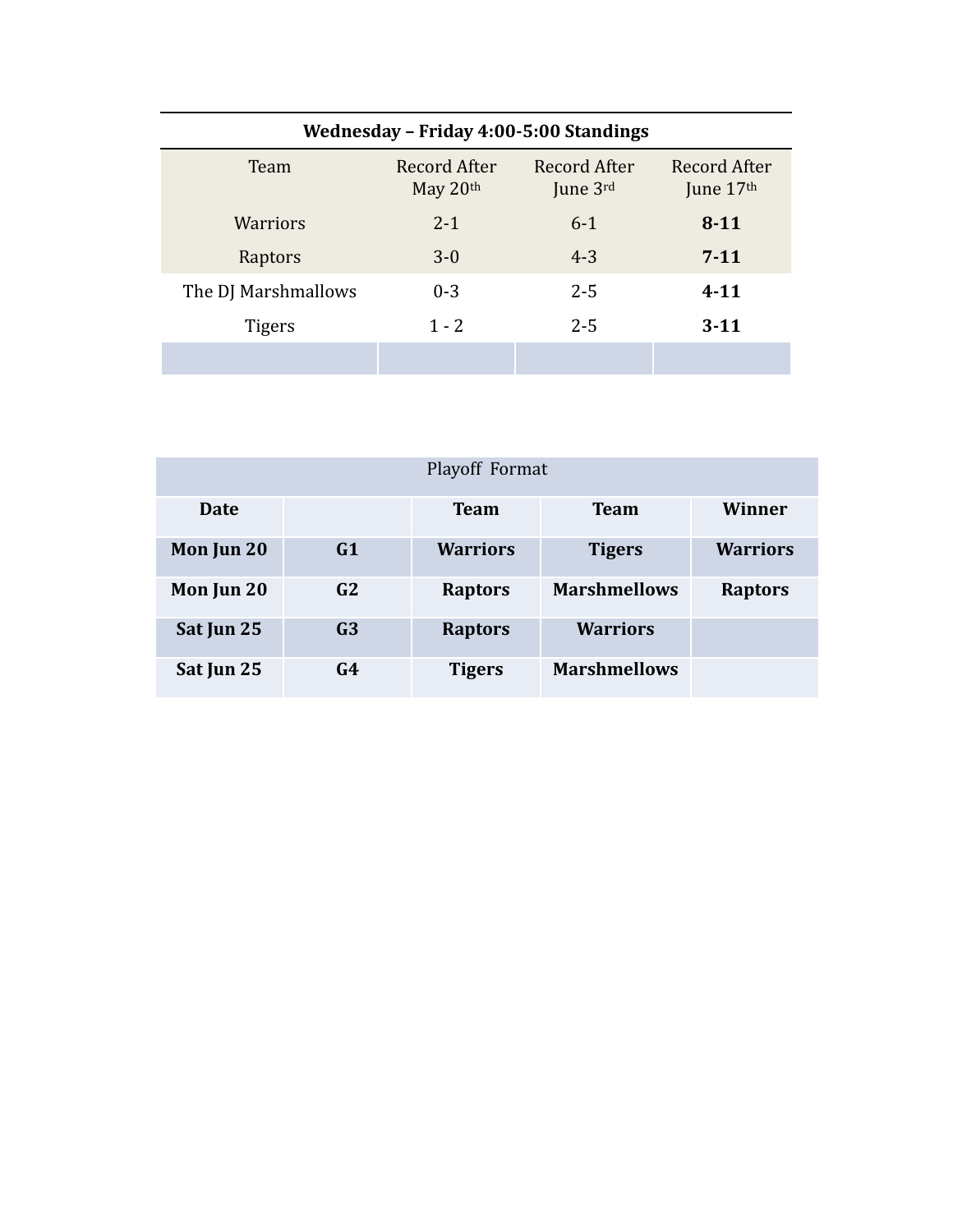| Wednesday – Friday 4:00-5:00 Standings | | | |
|---|---|---|---|
| Team | Record After May 20th | Record After June 3rd | Record After June 17th |
| Warriors | 2-1 | 6-1 | **8-11** |
| Raptors | 3-0 | 4-3 | **7-11** |
| The DJ Marshmallows | 0-3 | 2-5 | **4-11** |
| Tigers | 1 - 2 | 2-5 | **3-11** |
| | | | |

| Playoff Format | | | | |
|---|---|---|---|---|
| **Date** | | **Team** | **Team** | **Winner** |
| **Mon Jun 20** | **G1** | **Warriors** | **Tigers** | **Warriors** |
| **Mon Jun 20** | **G2** | **Raptors** | **Marshmellows** | **Raptors** |
| **Sat Jun 25** | **G3** | **Raptors** | **Warriors** | |
| **Sat Jun 25** | **G4** | **Tigers** | **Marshmellows** | |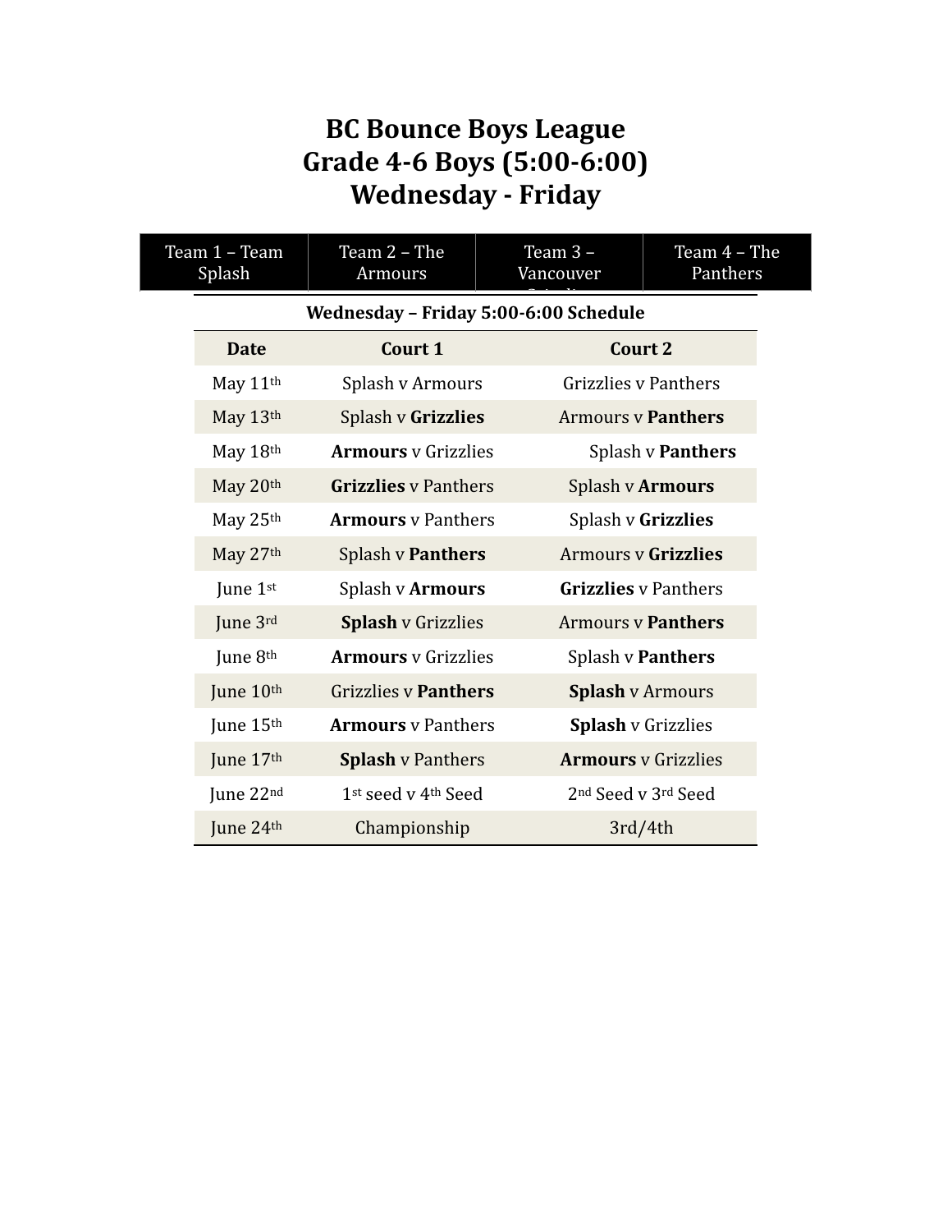# BC Bounce Boys League
# Grade 4-6 Boys (5:00-6:00)
# Wednesday - Friday

| Team 1 – Team Splash | Team 2 – The Armours | Team 3 – Vancouver Grizzlies | Team 4 – The Panthers |
|---|---|---|---|

| Wednesday – Friday 5:00-6:00 Schedule | | |
|---|---|---|
| **Date** | **Court 1** | **Court 2** |
| May 11th | Splash v Armours | Grizzlies v Panthers |
| May 13th | Splash v **Grizzlies** | Armours v **Panthers** |
| May 18th | **Armours** v Grizzlies | Splash v **Panthers** |
| May 20th | **Grizzlies** v Panthers | Splash v **Armours** |
| May 25th | **Armours** v Panthers | Splash v **Grizzlies** |
| May 27th | Splash v **Panthers** | Armours v **Grizzlies** |
| June 1st | Splash v **Armours** | **Grizzlies** v Panthers |
| June 3rd | **Splash** v Grizzlies | Armours v **Panthers** |
| June 8th | **Armours** v Grizzlies | Splash v **Panthers** |
| June 10th | Grizzlies v **Panthers** | **Splash** v Armours |
| June 15th | **Armours** v Panthers | **Splash** v Grizzlies |
| June 17th | **Splash** v Panthers | **Armours** v Grizzlies |
| June 22nd | 1st seed v 4th Seed | 2nd Seed v 3rd Seed |
| June 24th | Championship | 3rd/4th |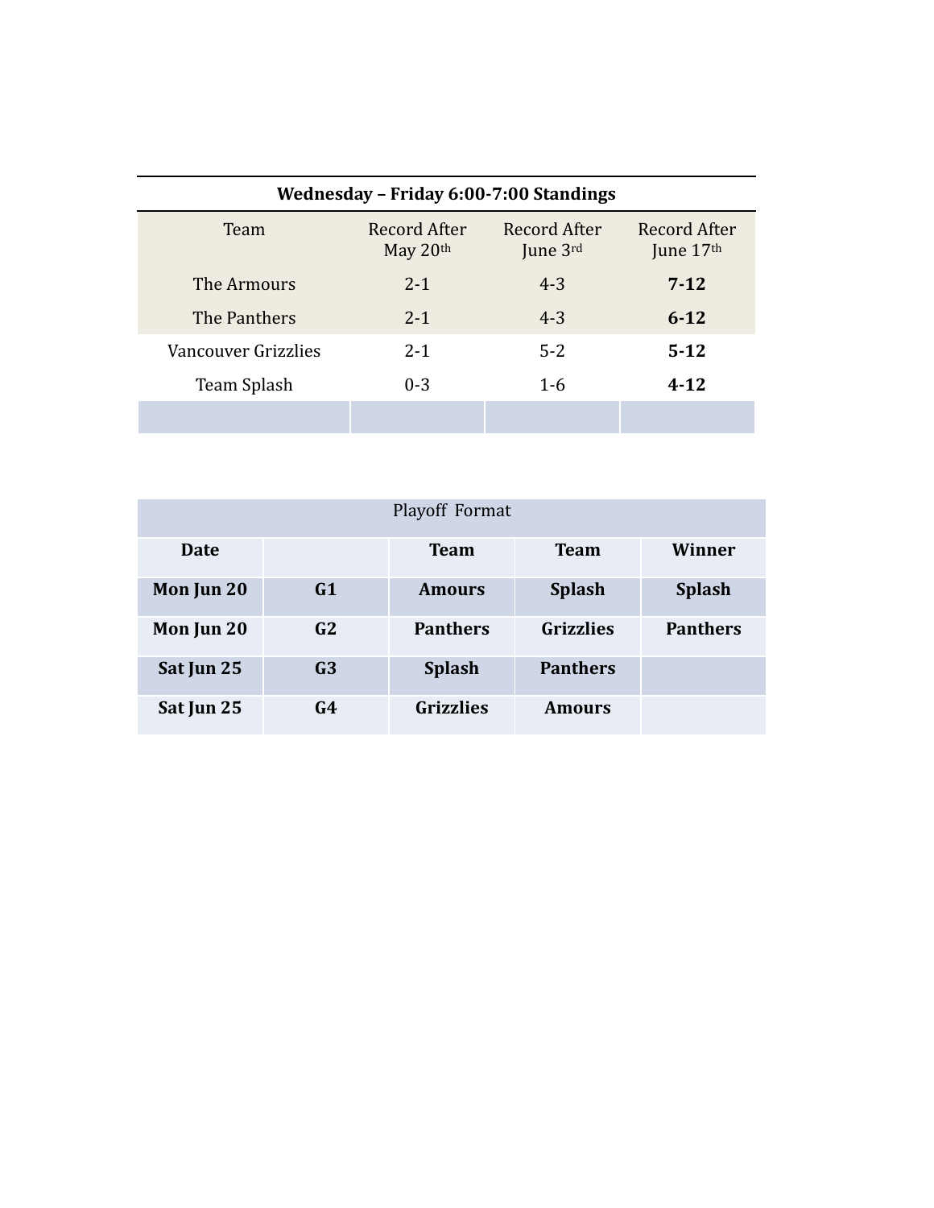| Wednesday – Friday 6:00-7:00 Standings | | | |
|---|---|---|---|
| Team | Record After May 20th | Record After June 3rd | Record After June 17th |
| The Armours | 2-1 | 4-3 | **7-12** |
| The Panthers | 2-1 | 4-3 | **6-12** |
| Vancouver Grizzlies | 2-1 | 5-2 | **5-12** |
| Team Splash | 0-3 | 1-6 | **4-12** |
| | | | |

| Playoff Format | | | | |
|---|---|---|---|---|
| **Date** | | **Team** | **Team** | **Winner** |
| **Mon Jun 20** | **G1** | **Amours** | **Splash** | **Splash** |
| **Mon Jun 20** | **G2** | **Panthers** | **Grizzlies** | **Panthers** |
| **Sat Jun 25** | **G3** | **Splash** | **Panthers** | |
| **Sat Jun 25** | **G4** | **Grizzlies** | **Amours** | |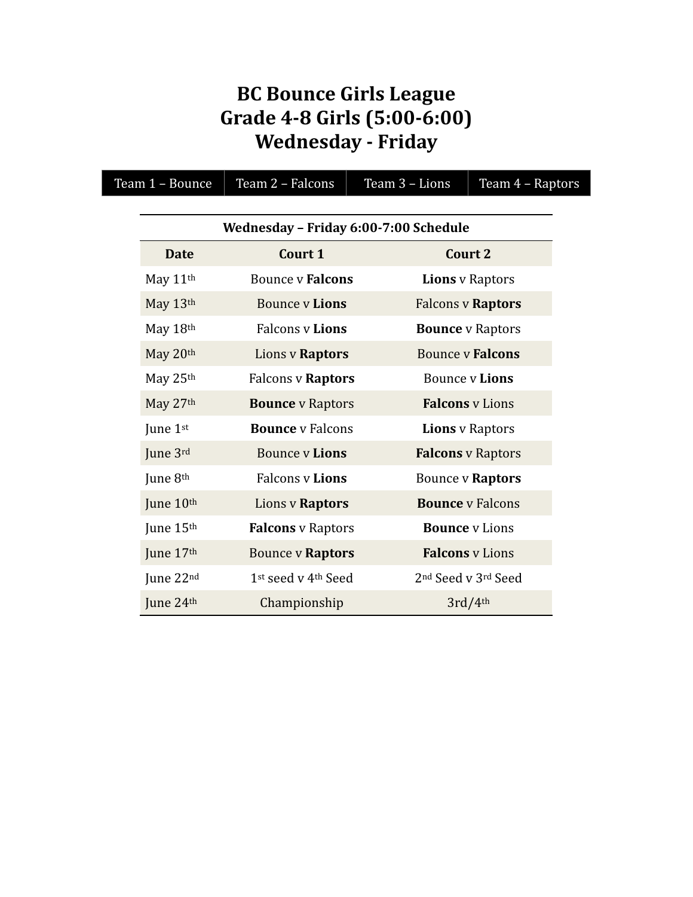# BC Bounce Girls League
# Grade 4-8 Girls (5:00-6:00)
# Wednesday - Friday

| Team 1 – Bounce | Team 2 – Falcons | Team 3 – Lions | Team 4 – Raptors |
|---|---|---|---|

| **Wednesday – Friday 6:00-7:00 Schedule** | | |
|---|---|---|
| **Date** | **Court 1** | **Court 2** |
| May 11th | Bounce v **Falcons** | **Lions** v Raptors |
| May 13th | Bounce v **Lions** | Falcons v **Raptors** |
| May 18th | Falcons v **Lions** | **Bounce** v Raptors |
| May 20th | Lions v **Raptors** | Bounce v **Falcons** |
| May 25th | Falcons v **Raptors** | Bounce v **Lions** |
| May 27th | **Bounce** v Raptors | **Falcons** v Lions |
| June 1st | **Bounce** v Falcons | **Lions** v Raptors |
| June 3rd | Bounce v **Lions** | **Falcons** v Raptors |
| June 8th | Falcons v **Lions** | Bounce v **Raptors** |
| June 10th | Lions v **Raptors** | **Bounce** v Falcons |
| June 15th | **Falcons** v Raptors | **Bounce** v Lions |
| June 17th | Bounce v **Raptors** | **Falcons** v Lions |
| June 22nd | 1st seed v 4th Seed | 2nd Seed v 3rd Seed |
| June 24th | Championship | 3rd/4th |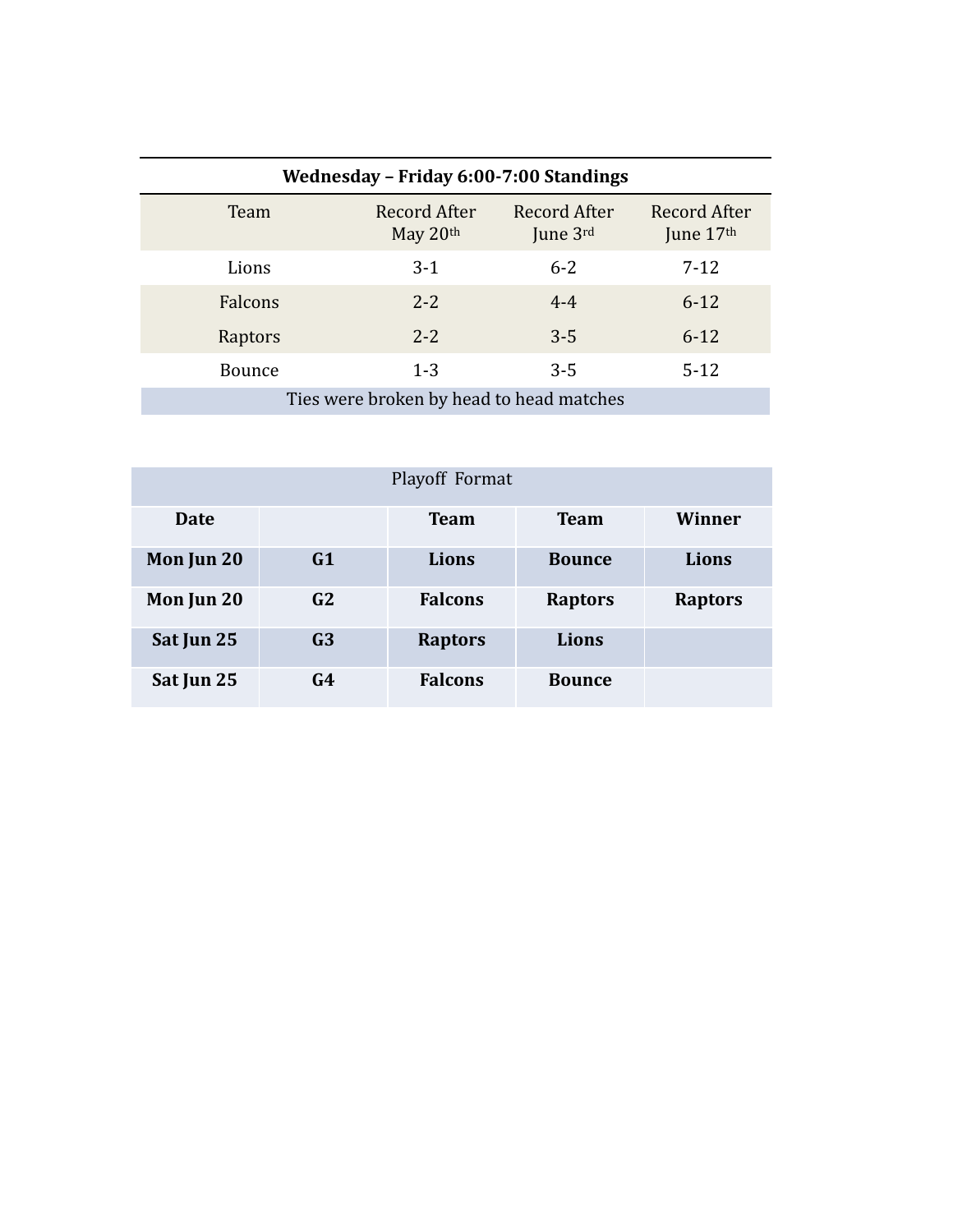| Wednesday – Friday 6:00-7:00 Standings | | | |
|---|---|---|---|
| Team | Record After May 20th | Record After June 3rd | Record After June 17th |
| Lions | 3-1 | 6-2 | 7-12 |
| Falcons | 2-2 | 4-4 | 6-12 |
| Raptors | 2-2 | 3-5 | 6-12 |
| Bounce | 1-3 | 3-5 | 5-12 |
| Ties were broken by head to head matches | | | |

| Playoff Format | | | | |
|---|---|---|---|---|
| **Date** | | **Team** | **Team** | **Winner** |
| **Mon Jun 20** | **G1** | **Lions** | **Bounce** | **Lions** |
| **Mon Jun 20** | **G2** | **Falcons** | **Raptors** | **Raptors** |
| **Sat Jun 25** | **G3** | **Raptors** | **Lions** | |
| **Sat Jun 25** | **G4** | **Falcons** | **Bounce** | |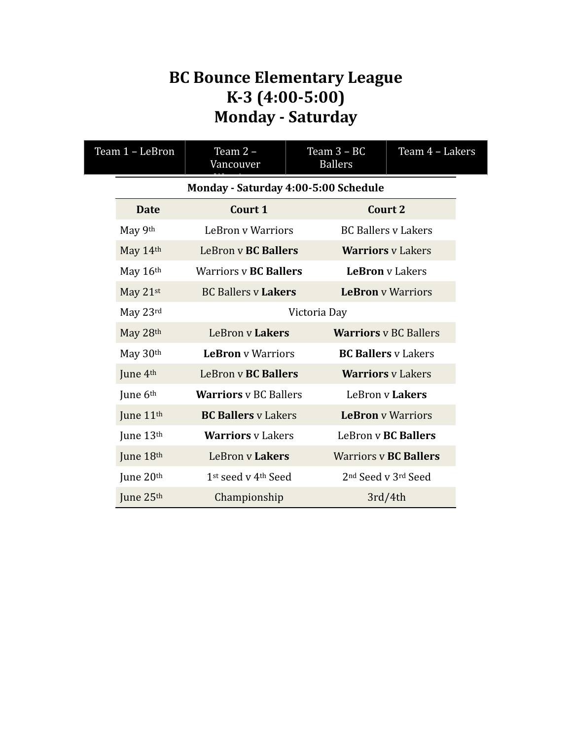# BC Bounce Elementary League
# K-3 (4:00-5:00)
# Monday - Saturday

| Team 1 – LeBron | Team 2 – Vancouver Warriors | Team 3 – BC Ballers | Team 4 – Lakers |
|---|---|---|---|

| Monday - Saturday 4:00-5:00 Schedule | | |
|---|---|---|
| **Date** | **Court 1** | **Court 2** |
| May 9th | LeBron v Warriors | BC Ballers v Lakers |
| May 14th | LeBron v **BC Ballers** | **Warriors** v Lakers |
| May 16th | Warriors v **BC Ballers** | **LeBron** v Lakers |
| May 21st | BC Ballers v **Lakers** | **LeBron** v Warriors |
| May 23rd | Victoria Day | |
| May 28th | LeBron v **Lakers** | **Warriors** v BC Ballers |
| May 30th | **LeBron** v Warriors | **BC Ballers** v Lakers |
| June 4th | LeBron v **BC Ballers** | **Warriors** v Lakers |
| June 6th | **Warriors** v BC Ballers | LeBron v **Lakers** |
| June 11th | **BC Ballers** v Lakers | **LeBron** v Warriors |
| June 13th | **Warriors** v Lakers | LeBron v **BC Ballers** |
| June 18th | LeBron v **Lakers** | Warriors v **BC Ballers** |
| June 20th | 1st seed v 4th Seed | 2nd Seed v 3rd Seed |
| June 25th | Championship | 3rd/4th |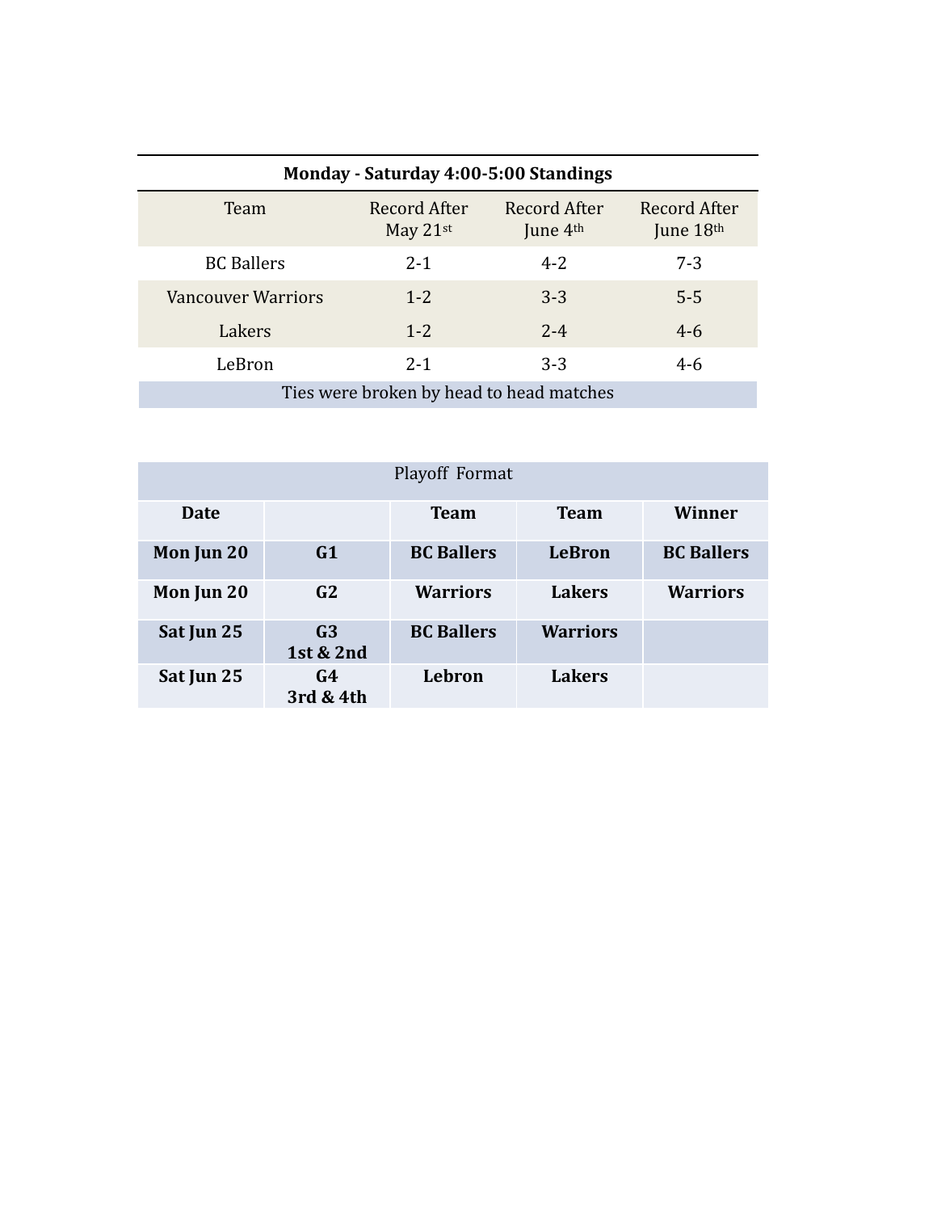| Monday - Saturday 4:00-5:00 Standings | | | |
|---|---|---|---|
| Team | Record After May 21st | Record After June 4th | Record After June 18th |
| BC Ballers | 2-1 | 4-2 | 7-3 |
| Vancouver Warriors | 1-2 | 3-3 | 5-5 |
| Lakers | 1-2 | 2-4 | 4-6 |
| LeBron | 2-1 | 3-3 | 4-6 |
| Ties were broken by head to head matches | | | |

| Playoff Format | | | | |
|---|---|---|---|---|
| **Date** | | **Team** | **Team** | **Winner** |
| **Mon Jun 20** | **G1** | **BC Ballers** | **LeBron** | **BC Ballers** |
| **Mon Jun 20** | **G2** | **Warriors** | **Lakers** | **Warriors** |
| **Sat Jun 25** | **G3 1st & 2nd** | **BC Ballers** | **Warriors** | |
| **Sat Jun 25** | **G4 3rd & 4th** | **Lebron** | **Lakers** | |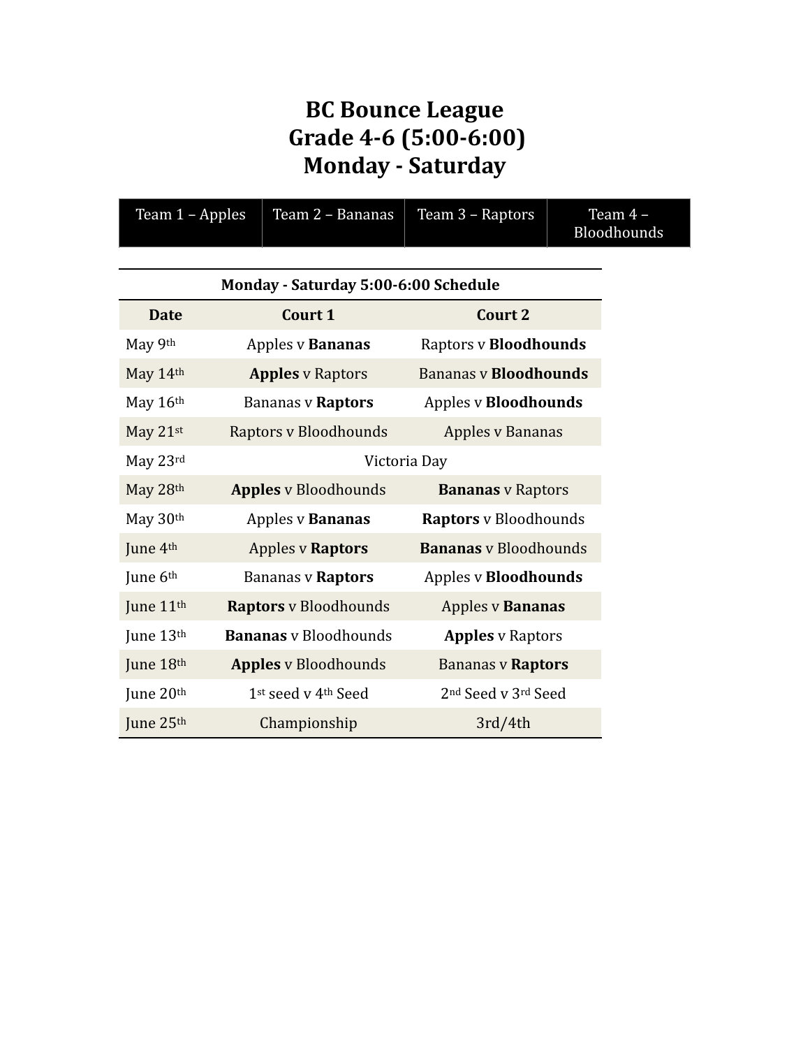# BC Bounce League
# Grade 4-6 (5:00-6:00)
# Monday - Saturday

| Team 1 – Apples | Team 2 – Bananas | Team 3 – Raptors | Team 4 – Bloodhounds |
|---|---|---|---|

| Monday - Saturday 5:00-6:00 Schedule | | |
|---|---|---|
| **Date** | **Court 1** | **Court 2** |
| May 9th | Apples v **Bananas** | Raptors v **Bloodhounds** |
| May 14th | **Apples** v Raptors | Bananas v **Bloodhounds** |
| May 16th | Bananas v **Raptors** | Apples v **Bloodhounds** |
| May 21st | Raptors v Bloodhounds | Apples v Bananas |
| May 23rd | Victoria Day | |
| May 28th | **Apples** v Bloodhounds | **Bananas** v Raptors |
| May 30th | Apples v **Bananas** | **Raptors** v Bloodhounds |
| June 4th | Apples v **Raptors** | **Bananas** v Bloodhounds |
| June 6th | Bananas v **Raptors** | Apples v **Bloodhounds** |
| June 11th | **Raptors** v Bloodhounds | Apples v **Bananas** |
| June 13th | **Bananas** v Bloodhounds | **Apples** v Raptors |
| June 18th | **Apples** v Bloodhounds | Bananas v **Raptors** |
| June 20th | 1st seed v 4th Seed | 2nd Seed v 3rd Seed |
| June 25th | Championship | 3rd/4th |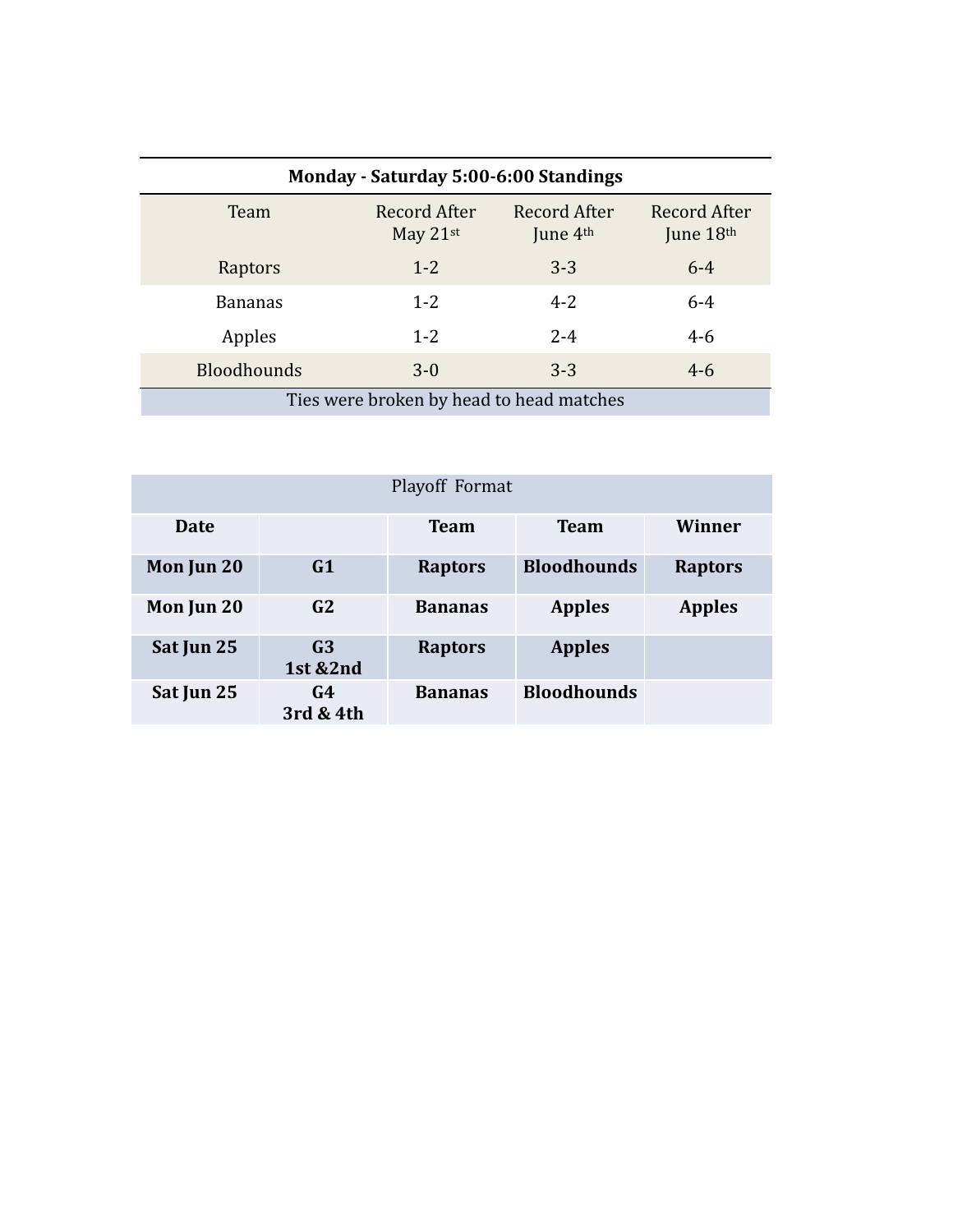| Monday - Saturday 5:00-6:00 Standings | | | |
|---|---|---|---|
| Team | Record After May 21st | Record After June 4th | Record After June 18th |
| Raptors | 1-2 | 3-3 | 6-4 |
| Bananas | 1-2 | 4-2 | 6-4 |
| Apples | 1-2 | 2-4 | 4-6 |
| Bloodhounds | 3-0 | 3-3 | 4-6 |
| Ties were broken by head to head matches | | | |

| Playoff Format | | | | |
|---|---|---|---|---|
| **Date** | | **Team** | **Team** | **Winner** |
| **Mon Jun 20** | **G1** | **Raptors** | **Bloodhounds** | **Raptors** |
| **Mon Jun 20** | **G2** | **Bananas** | **Apples** | **Apples** |
| **Sat Jun 25** | **G3 1st &2nd** | **Raptors** | **Apples** | |
| **Sat Jun 25** | **G4 3rd & 4th** | **Bananas** | **Bloodhounds** | |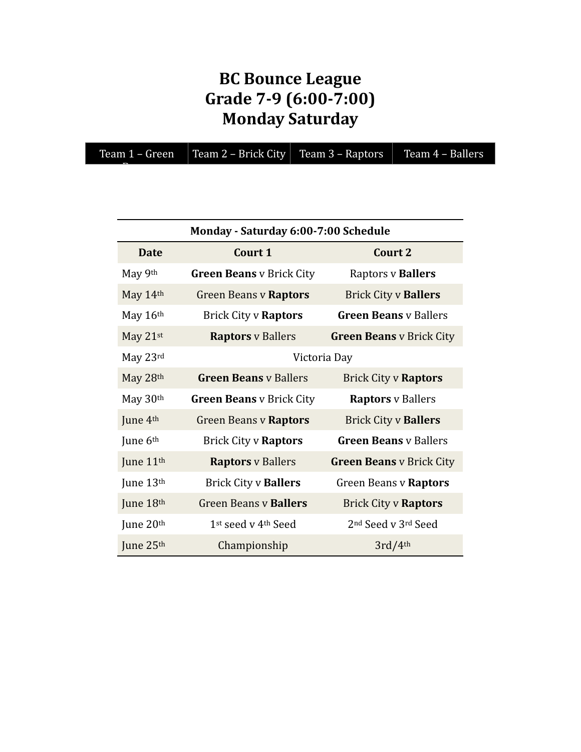# BC Bounce League
# Grade 7-9 (6:00-7:00)
# Monday Saturday

| Team 1 – Green Beans | Team 2 – Brick City | Team 3 – Raptors | Team 4 – Ballers |
|---|---|---|---|

| Monday - Saturday 6:00-7:00 Schedule | | |
|---|---|---|
| **Date** | **Court 1** | **Court 2** |
| May 9th | **Green Beans** v Brick City | Raptors v **Ballers** |
| May 14th | Green Beans v **Raptors** | Brick City v **Ballers** |
| May 16th | Brick City v **Raptors** | **Green Beans** v Ballers |
| May 21st | **Raptors** v Ballers | **Green Beans** v Brick City |
| May 23rd | Victoria Day | |
| May 28th | **Green Beans** v Ballers | Brick City v **Raptors** |
| May 30th | **Green Beans** v Brick City | **Raptors** v Ballers |
| June 4th | Green Beans v **Raptors** | Brick City v **Ballers** |
| June 6th | Brick City v **Raptors** | **Green Beans** v Ballers |
| June 11th | **Raptors** v Ballers | **Green Beans** v Brick City |
| June 13th | Brick City v **Ballers** | Green Beans v **Raptors** |
| June 18th | Green Beans v **Ballers** | Brick City v **Raptors** |
| June 20th | 1st seed v 4th Seed | 2nd Seed v 3rd Seed |
| June 25th | Championship | 3rd/4th |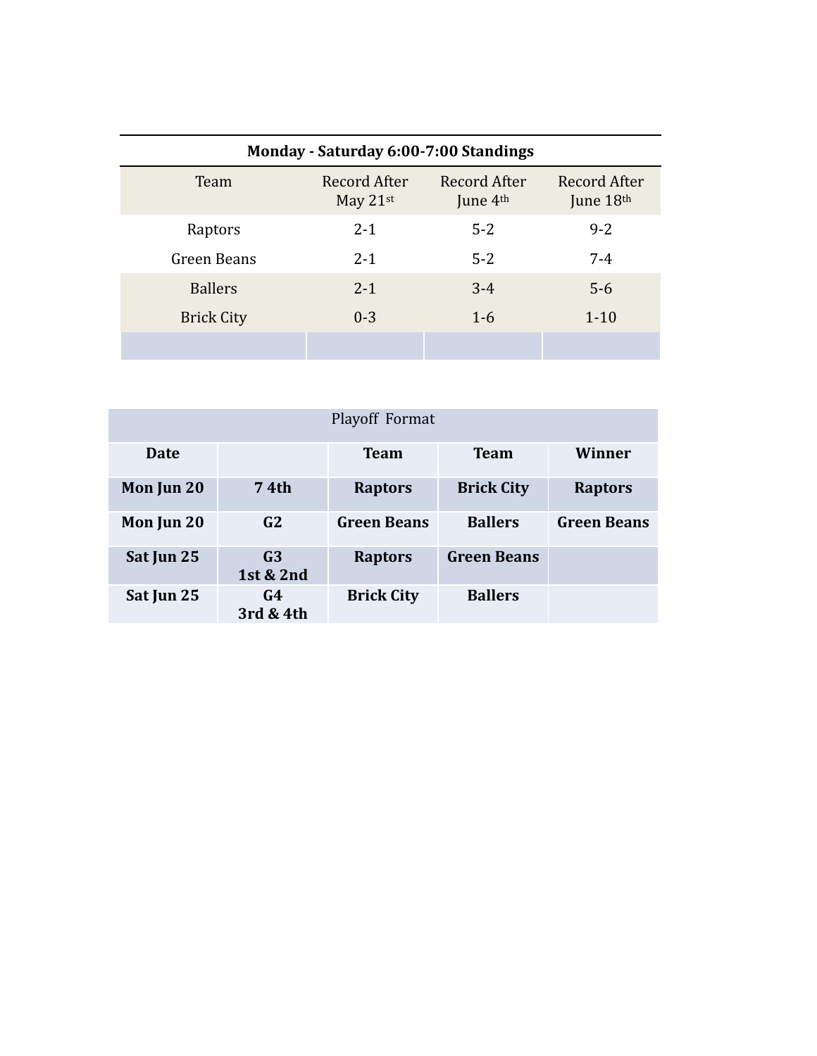| Monday - Saturday 6:00-7:00 Standings | | | |
|---|---|---|---|
| Team | Record After May 21st | Record After June 4th | Record After June 18th |
| Raptors | 2-1 | 5-2 | 9-2 |
| Green Beans | 2-1 | 5-2 | 7-4 |
| Ballers | 2-1 | 3-4 | 5-6 |
| Brick City | 0-3 | 1-6 | 1-10 |
| | | | |

| Playoff Format | | | | |
|---|---|---|---|---|
| **Date** | | **Team** | **Team** | **Winner** |
| **Mon Jun 20** | **7 4th** | **Raptors** | **Brick City** | **Raptors** |
| **Mon Jun 20** | **G2** | **Green Beans** | **Ballers** | **Green Beans** |
| **Sat Jun 25** | **G3 1st & 2nd** | **Raptors** | **Green Beans** | |
| **Sat Jun 25** | **G4 3rd & 4th** | **Brick City** | **Ballers** | |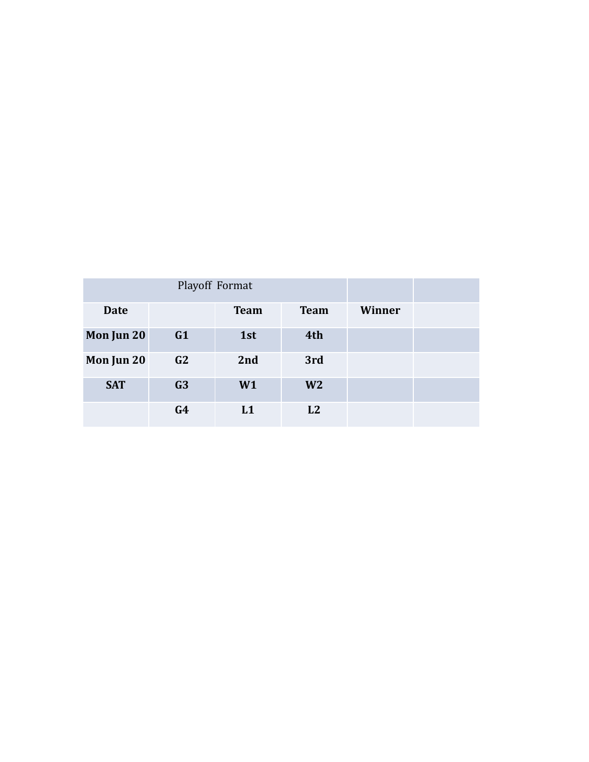| Playoff Format | | | | | |
|---|---|---|---|---|---|
| **Date** | | **Team** | **Team** | **Winner** | |
| **Mon Jun 20** | **G1** | **1st** | **4th** | | |
| **Mon Jun 20** | **G2** | **2nd** | **3rd** | | |
| **SAT** | **G3** | **W1** | **W2** | | |
| | **G4** | **L1** | **L2** | | |